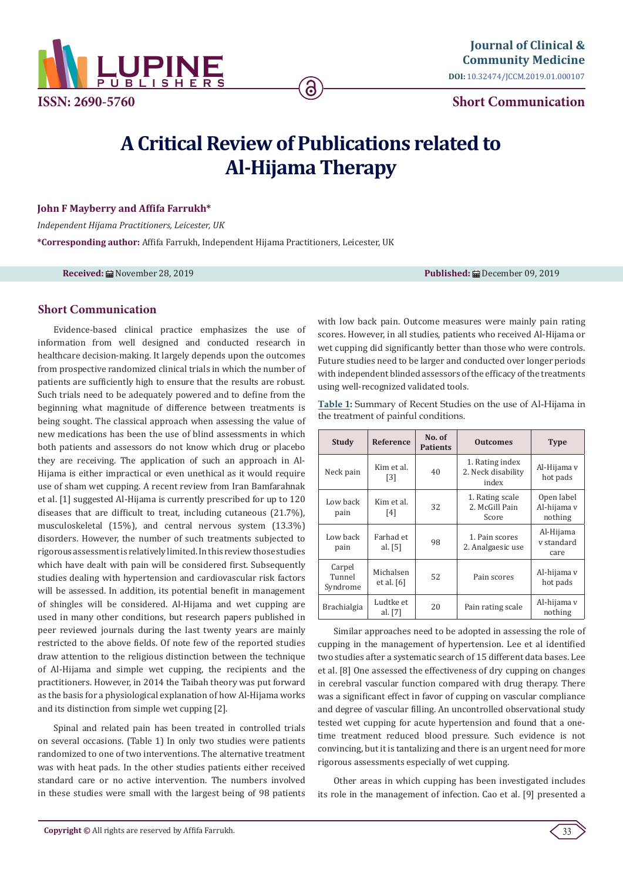# A Critical Review of Publications related to Al-Hijama Therapy

**John F Mayberry and Affifa Farrukh***

*Independent Hijama Practitioners, Leicester, UK*

***Corresponding author:** Affifa Farrukh, Independent Hijama Practitioners, Leicester, UK

**Received:** November 28, 2019 **Published:** December 09, 2019

## Short Communication

Evidence-based clinical practice emphasizes the use of information from well designed and conducted research in healthcare decision-making. It largely depends upon the outcomes from prospective randomized clinical trials in which the number of patients are sufficiently high to ensure that the results are robust. Such trials need to be adequately powered and to define from the beginning what magnitude of difference between treatments is being sought. The classical approach when assessing the value of new medications has been the use of blind assessments in which both patients and assessors do not know which drug or placebo they are receiving. The application of such an approach in Al-Hijama is either impractical or even unethical as it would require use of sham wet cupping. A recent review from Iran Bamfarahnak et al. [1] suggested Al-Hijama is currently prescribed for up to 120 diseases that are difficult to treat, including cutaneous (21.7%), musculoskeletal (15%), and central nervous system (13.3%) disorders. However, the number of such treatments subjected to rigorous assessment is relatively limited. In this review those studies which have dealt with pain will be considered first. Subsequently studies dealing with hypertension and cardiovascular risk factors will be assessed. In addition, its potential benefit in management of shingles will be considered. Al-Hijama and wet cupping are used in many other conditions, but research papers published in peer reviewed journals during the last twenty years are mainly restricted to the above fields. Of note few of the reported studies draw attention to the religious distinction between the technique of Al-Hijama and simple wet cupping, the recipients and the practitioners. However, in 2014 the Taibah theory was put forward as the basis for a physiological explanation of how Al-Hijama works and its distinction from simple wet cupping [2].

Spinal and related pain has been treated in controlled trials on several occasions. (Table 1) In only two studies were patients randomized to one of two interventions. The alternative treatment was with heat pads. In the other studies patients either received standard care or no active intervention. The numbers involved in these studies were small with the largest being of 98 patients with low back pain. Outcome measures were mainly pain rating scores. However, in all studies, patients who received Al-Hijama or wet cupping did significantly better than those who were controls. Future studies need to be larger and conducted over longer periods with independent blinded assessors of the efficacy of the treatments using well-recognized validated tools.

**Table 1:** Summary of Recent Studies on the use of Al-Hijama in the treatment of painful conditions.

| Study | Reference | No. of Patients | Outcomes | Type |
|---|---|---|---|---|
| Neck pain | Kim et al. [3] | 40 | 1. Rating index 2. Neck disability index | Al-Hijama v hot pads |
| Low back pain | Kim et al. [4] | 32 | 1. Rating scale 2. McGill Pain Score | Open label Al-hijama v nothing |
| Low back pain | Farhad et al. [5] | 98 | 1. Pain scores 2. Analgaesic use | Al-Hijama v standard care |
| Carpel Tunnel Syndrome | Michalsen et al. [6] | 52 | Pain scores | Al-hijama v hot pads |
| Brachialgia | Ludtke et al. [7] | 20 | Pain rating scale | Al-hijama v nothing |

Similar approaches need to be adopted in assessing the role of cupping in the management of hypertension. Lee et al identified two studies after a systematic search of 15 different data bases. Lee et al. [8] One assessed the effectiveness of dry cupping on changes in cerebral vascular function compared with drug therapy. There was a significant effect in favor of cupping on vascular compliance and degree of vascular filling. An uncontrolled observational study tested wet cupping for acute hypertension and found that a one-time treatment reduced blood pressure. Such evidence is not convincing, but it is tantalizing and there is an urgent need for more rigorous assessments especially of wet cupping.

Other areas in which cupping has been investigated includes its role in the management of infection. Cao et al. [9] presented a

**Copyright ©** All rights are reserved by Affifa Farrukh.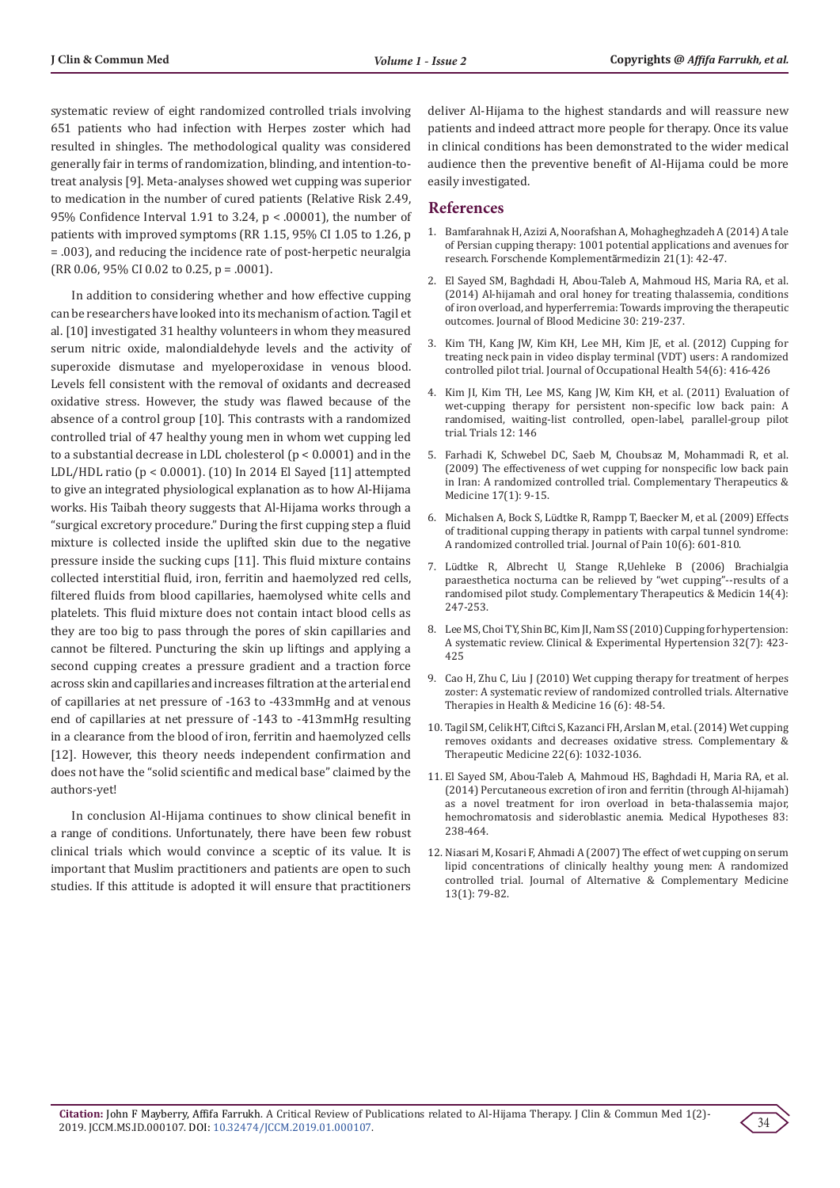systematic review of eight randomized controlled trials involving 651 patients who had infection with Herpes zoster which had resulted in shingles. The methodological quality was considered generally fair in terms of randomization, blinding, and intention-to-treat analysis [9]. Meta-analyses showed wet cupping was superior to medication in the number of cured patients (Relative Risk 2.49, 95% Confidence Interval 1.91 to 3.24, $p < .00001$), the number of patients with improved symptoms (RR 1.15, 95% CI 1.05 to 1.26, $p = .003$), and reducing the incidence rate of post-herpetic neuralgia (RR 0.06, 95% CI 0.02 to 0.25, $p = .0001$).

In addition to considering whether and how effective cupping can be researchers have looked into its mechanism of action. Tagil et al. [10] investigated 31 healthy volunteers in whom they measured serum nitric oxide, malondialdehyde levels and the activity of superoxide dismutase and myeloperoxidase in venous blood. Levels fell consistent with the removal of oxidants and decreased oxidative stress. However, the study was flawed because of the absence of a control group [10]. This contrasts with a randomized controlled trial of 47 healthy young men in whom wet cupping led to a substantial decrease in LDL cholesterol ($p < 0.0001$) and in the LDL/HDL ratio ($p < 0.0001$). (10) In 2014 El Sayed [11] attempted to give an integrated physiological explanation as to how Al-Hijama works. His Taibah theory suggests that Al-Hijama works through a "surgical excretory procedure." During the first cupping step a fluid mixture is collected inside the uplifted skin due to the negative pressure inside the sucking cups [11]. This fluid mixture contains collected interstitial fluid, iron, ferritin and haemolyzed red cells, filtered fluids from blood capillaries, haemolysed white cells and platelets. This fluid mixture does not contain intact blood cells as they are too big to pass through the pores of skin capillaries and cannot be filtered. Puncturing the skin up liftings and applying a second cupping creates a pressure gradient and a traction force across skin and capillaries and increases filtration at the arterial end of capillaries at net pressure of -163 to -433mmHg and at venous end of capillaries at net pressure of -143 to -413mmHg resulting in a clearance from the blood of iron, ferritin and haemolyzed cells [12]. However, this theory needs independent confirmation and does not have the "solid scientific and medical base" claimed by the authors-yet!

In conclusion Al-Hijama continues to show clinical benefit in a range of conditions. Unfortunately, there have been few robust clinical trials which would convince a sceptic of its value. It is important that Muslim practitioners and patients are open to such studies. If this attitude is adopted it will ensure that practitioners deliver Al-Hijama to the highest standards and will reassure new patients and indeed attract more people for therapy. Once its value in clinical conditions has been demonstrated to the wider medical audience then the preventive benefit of Al-Hijama could be more easily investigated.

## References

1. Bamfarahnak H, Azizi A, Noorafshan A, Mohagheghzadeh A (2014) A tale of Persian cupping therapy: 1001 potential applications and avenues for research. Forschende Komplementärmedizin 21(1): 42-47.
2. El Sayed SM, Baghdadi H, Abou-Taleb A, Mahmoud HS, Maria RA, et al. (2014) Al-hijamah and oral honey for treating thalassemia, conditions of iron overload, and hyperferremia: Towards improving the therapeutic outcomes. Journal of Blood Medicine 30: 219-237.
3. Kim TH, Kang JW, Kim KH, Lee MH, Kim JE, et al. (2012) Cupping for treating neck pain in video display terminal (VDT) users: A randomized controlled pilot trial. Journal of Occupational Health 54(6): 416-426
4. Kim JI, Kim TH, Lee MS, Kang JW, Kim KH, et al. (2011) Evaluation of wet-cupping therapy for persistent non-specific low back pain: A randomised, waiting-list controlled, open-label, parallel-group pilot trial. Trials 12: 146
5. Farhadi K, Schwebel DC, Saeb M, Choubsaz M, Mohammadi R, et al. (2009) The effectiveness of wet cupping for nonspecific low back pain in Iran: A randomized controlled trial. Complementary Therapeutics & Medicine 17(1): 9-15.
6. Michalsen A, Bock S, Lüdtke R, Rampp T, Baecker M, et al. (2009) Effects of traditional cupping therapy in patients with carpal tunnel syndrome: A randomized controlled trial. Journal of Pain 10(6): 601-810.
7. Lüdtke R, Albrecht U, Stange R,Uehleke B (2006) Brachialgia paraesthetica nocturna can be relieved by "wet cupping"--results of a randomised pilot study. Complementary Therapeutics & Medicin 14(4): 247-253.
8. Lee MS, Choi TY, Shin BC, Kim JI, Nam SS (2010) Cupping for hypertension: A systematic review. Clinical & Experimental Hypertension 32(7): 423-425
9. Cao H, Zhu C, Liu J (2010) Wet cupping therapy for treatment of herpes zoster: A systematic review of randomized controlled trials. Alternative Therapies in Health & Medicine 16 (6): 48-54.
10. Tagil SM, Celik HT, Ciftci S, Kazanci FH, Arslan M, et al. (2014) Wet cupping removes oxidants and decreases oxidative stress. Complementary & Therapeutic Medicine 22(6): 1032-1036.
11. El Sayed SM, Abou-Taleb A, Mahmoud HS, Baghdadi H, Maria RA, et al. (2014) Percutaneous excretion of iron and ferritin (through Al-hijamah) as a novel treatment for iron overload in beta-thalassemia major, hemochromatosis and sideroblastic anemia. Medical Hypotheses 83: 238-464.
12. Niasari M, Kosari F, Ahmadi A (2007) The effect of wet cupping on serum lipid concentrations of clinically healthy young men: A randomized controlled trial. Journal of Alternative & Complementary Medicine 13(1): 79-82.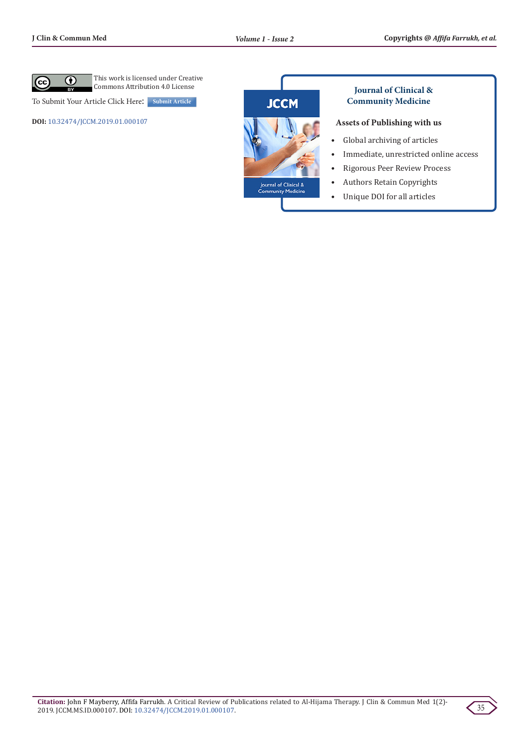This work is licensed under Creative Commons Attribution 4.0 License

To Submit Your Article Click Here: Submit Article

**DOI:** 10.32474/JCCM.2019.01.000107

**Journal of Clinical & Community Medicine**

**Assets of Publishing with us**

- Global archiving of articles
- Immediate, unrestricted online access
- Rigorous Peer Review Process
- Authors Retain Copyrights
- Unique DOI for all articles

**Citation:** John F Mayberry, Affifa Farrukh. A Critical Review of Publications related to Al-Hijama Therapy. J Clin & Commun Med 1(2)-2019. JCCM.MS.ID.000107. DOI: 10.32474/JCCM.2019.01.000107.